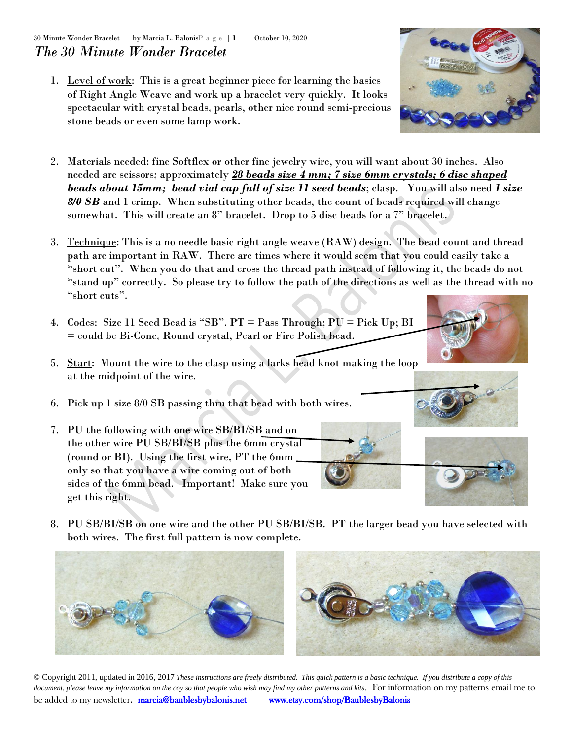# *The 30 Minute Wonder Bracelet*

1. Level of work: This is a great beginner piece for learning the basics of Right Angle Weave and work up a bracelet very quickly. It looks spectacular with crystal beads, pearls, other nice round semi-precious stone beads or even some lamp work.

2. Materials needed: fine Softflex or other fine jewelry wire, you will want about 30 inches. Also needed are scissors; approximately ***28 beads size 4 mm; 7 size 6mm crystals; 6 disc shaped beads about 15mm; bead vial cap full of size 11 seed beads***; clasp. You will also need ***1 size 8/0 SB*** and 1 crimp. When substituting other beads, the count of beads required will change somewhat. This will create an 8" bracelet. Drop to 5 disc beads for a 7" bracelet.

3. Technique: This is a no needle basic right angle weave (RAW) design. The bead count and thread path are important in RAW. There are times where it would seem that you could easily take a "short cut". When you do that and cross the thread path instead of following it, the beads do not "stand up" correctly. So please try to follow the path of the directions as well as the thread with no "short cuts".

4. Codes: Size 11 Seed Bead is "SB". PT = Pass Through; PU = Pick Up; BI = could be Bi-Cone, Round crystal, Pearl or Fire Polish bead.

5. Start: Mount the wire to the clasp using a larks head knot making the loop at the midpoint of the wire.

6. Pick up 1 size 8/0 SB passing thru that bead with both wires.

7. PU the following with **one** wire SB/BI/SB and on the other wire PU SB/BI/SB plus the 6mm crystal (round or BI). Using the first wire, PT the 6mm only so that you have a wire coming out of both sides of the 6mm bead. Important! Make sure you get this right.

8. PU SB/BI/SB on one wire and the other PU SB/BI/SB. PT the larger bead you have selected with both wires. The first full pattern is now complete.

© Copyright 2011, updated in 2016, 2017 *These instructions are freely distributed. This quick pattern is a basic technique. If you distribute a copy of this document, please leave my information on the coy so that people who wish may find my other patterns and kits*. For information on my patterns email me to be added to my newsletter. marcia@baublesbybalonis.net www.etsy.com/shop/BaublesbyBalonis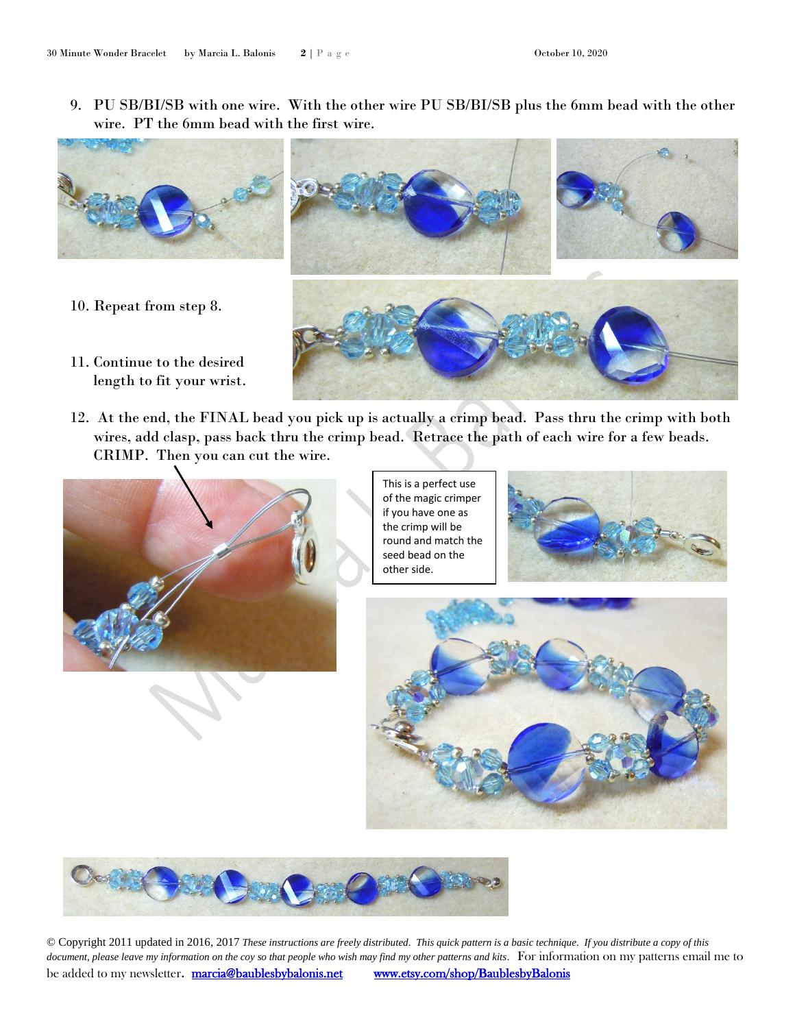9. PU SB/BI/SB with one wire. With the other wire PU SB/BI/SB plus the 6mm bead with the other wire. PT the 6mm bead with the first wire.

10. Repeat from step 8.

11. Continue to the desired length to fit your wrist.

12. At the end, the FINAL bead you pick up is actually a crimp bead. Pass thru the crimp with both wires, add clasp, pass back thru the crimp bead. Retrace the path of each wire for a few beads. CRIMP. Then you can cut the wire.

This is a perfect use of the magic crimper if you have one as the crimp will be round and match the seed bead on the other side.

© Copyright 2011 updated in 2016, 2017 *These instructions are freely distributed. This quick pattern is a basic technique. If you distribute a copy of this document, please leave my information on the coy so that people who wish may find my other patterns and kits.* For information on my patterns email me to be added to my newsletter. marcia@baublesbybalonis.net www.etsy.com/shop/BaublesbyBalonis